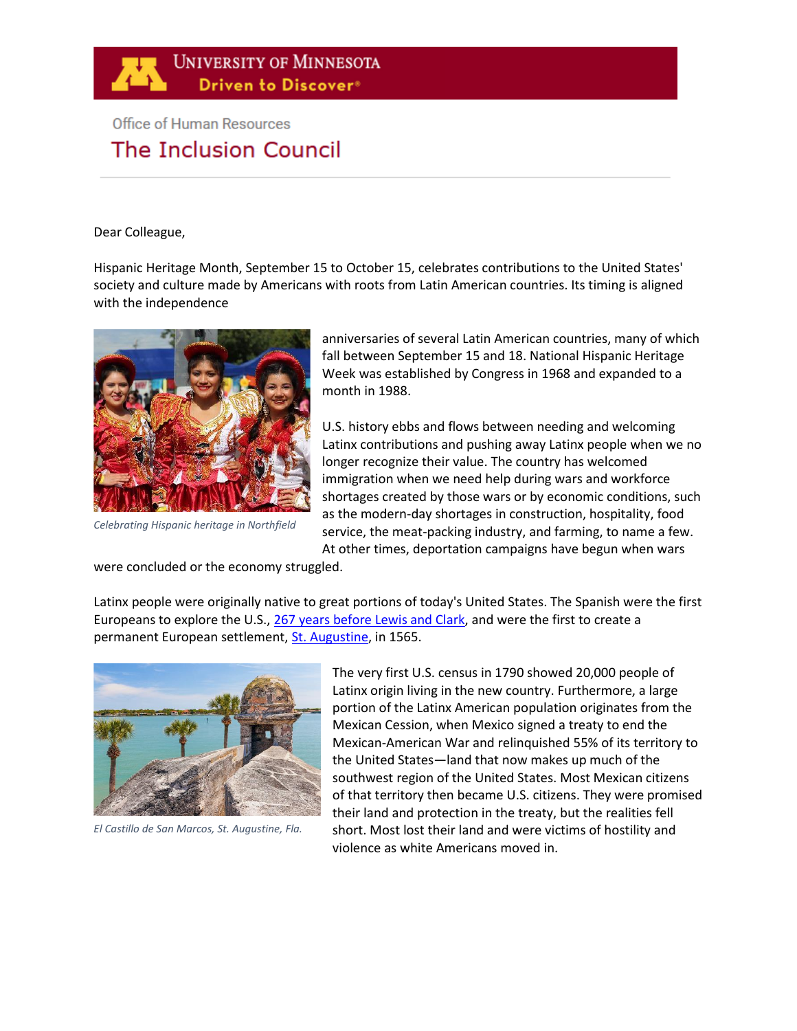University of Minnesota
Driven to Discover

Office of Human Resources

# The Inclusion Council

Dear Colleague,

Hispanic Heritage Month, September 15 to October 15, celebrates contributions to the United States' society and culture made by Americans with roots from Latin American countries. Its timing is aligned with the independence anniversaries of several Latin American countries, many of which fall between September 15 and 18. National Hispanic Heritage Week was established by Congress in 1968 and expanded to a month in 1988.

*Celebrating Hispanic heritage in Northfield*

U.S. history ebbs and flows between needing and welcoming Latinx contributions and pushing away Latinx people when we no longer recognize their value. The country has welcomed immigration when we need help during wars and workforce shortages created by those wars or by economic conditions, such as the modern-day shortages in construction, hospitality, food service, the meat-packing industry, and farming, to name a few. At other times, deportation campaigns have begun when wars were concluded or the economy struggled.

Latinx people were originally native to great portions of today's United States. The Spanish were the first Europeans to explore the U.S., [267 years before Lewis and Clark], and were the first to create a permanent European settlement, [St. Augustine], in 1565.

*El Castillo de San Marcos, St. Augustine, Fla.*

The very first U.S. census in 1790 showed 20,000 people of Latinx origin living in the new country. Furthermore, a large portion of the Latinx American population originates from the Mexican Cession, when Mexico signed a treaty to end the Mexican-American War and relinquished 55% of its territory to the United States—land that now makes up much of the southwest region of the United States. Most Mexican citizens of that territory then became U.S. citizens. They were promised their land and protection in the treaty, but the realities fell short. Most lost their land and were victims of hostility and violence as white Americans moved in.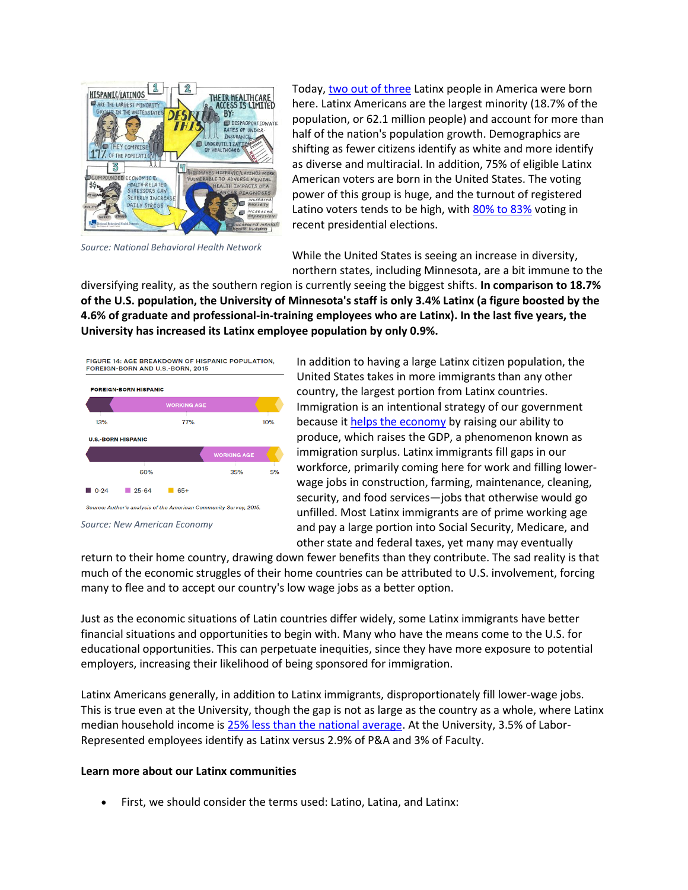Today, two out of three Latinx people in America were born here. Latinx Americans are the largest minority (18.7% of the population, or 62.1 million people) and account for more than half of the nation's population growth. Demographics are shifting as fewer citizens identify as white and more identify as diverse and multiracial. In addition, 75% of eligible Latinx American voters are born in the United States. The voting power of this group is huge, and the turnout of registered Latino voters tends to be high, with 80% to 83% voting in recent presidential elections.

*Source: National Behavioral Health Network*

While the United States is seeing an increase in diversity, northern states, including Minnesota, are a bit immune to the diversifying reality, as the southern region is currently seeing the biggest shifts. **In comparison to 18.7% of the U.S. population, the University of Minnesota's staff is only 3.4% Latinx (a figure boosted by the 4.6% of graduate and professional-in-training employees who are Latinx). In the last five years, the University has increased its Latinx employee population by only 0.9%.**

FIGURE 14: AGE BREAKDOWN OF HISPANIC POPULATION, FOREIGN-BORN AND U.S.-BORN, 2015

| | 0-24 | 25-64 (Working Age) | 65+ |
|---|---|---|---|
| Foreign-born Hispanic | 13% | 77% | 10% |
| U.S.-born Hispanic | 60% | 35% | 5% |

Source: Author's analysis of the American Community Survey, 2015.

*Source: New American Economy*

In addition to having a large Latinx citizen population, the United States takes in more immigrants than any other country, the largest portion from Latinx countries. Immigration is an intentional strategy of our government because it helps the economy by raising our ability to produce, which raises the GDP, a phenomenon known as immigration surplus. Latinx immigrants fill gaps in our workforce, primarily coming here for work and filling lower-wage jobs in construction, farming, maintenance, cleaning, security, and food services—jobs that otherwise would go unfilled. Most Latinx immigrants are of prime working age and pay a large portion into Social Security, Medicare, and other state and federal taxes, yet many may eventually return to their home country, drawing down fewer benefits than they contribute. The sad reality is that much of the economic struggles of their home countries can be attributed to U.S. involvement, forcing many to flee and to accept our country's low wage jobs as a better option.

Just as the economic situations of Latin countries differ widely, some Latinx immigrants have better financial situations and opportunities to begin with. Many who have the means come to the U.S. for educational opportunities. This can perpetuate inequities, since they have more exposure to potential employers, increasing their likelihood of being sponsored for immigration.

Latinx Americans generally, in addition to Latinx immigrants, disproportionately fill lower-wage jobs. This is true even at the University, though the gap is not as large as the country as a whole, where Latinx median household income is 25% less than the national average. At the University, 3.5% of Labor-Represented employees identify as Latinx versus 2.9% of P&A and 3% of Faculty.

**Learn more about our Latinx communities**

- First, we should consider the terms used: Latino, Latina, and Latinx: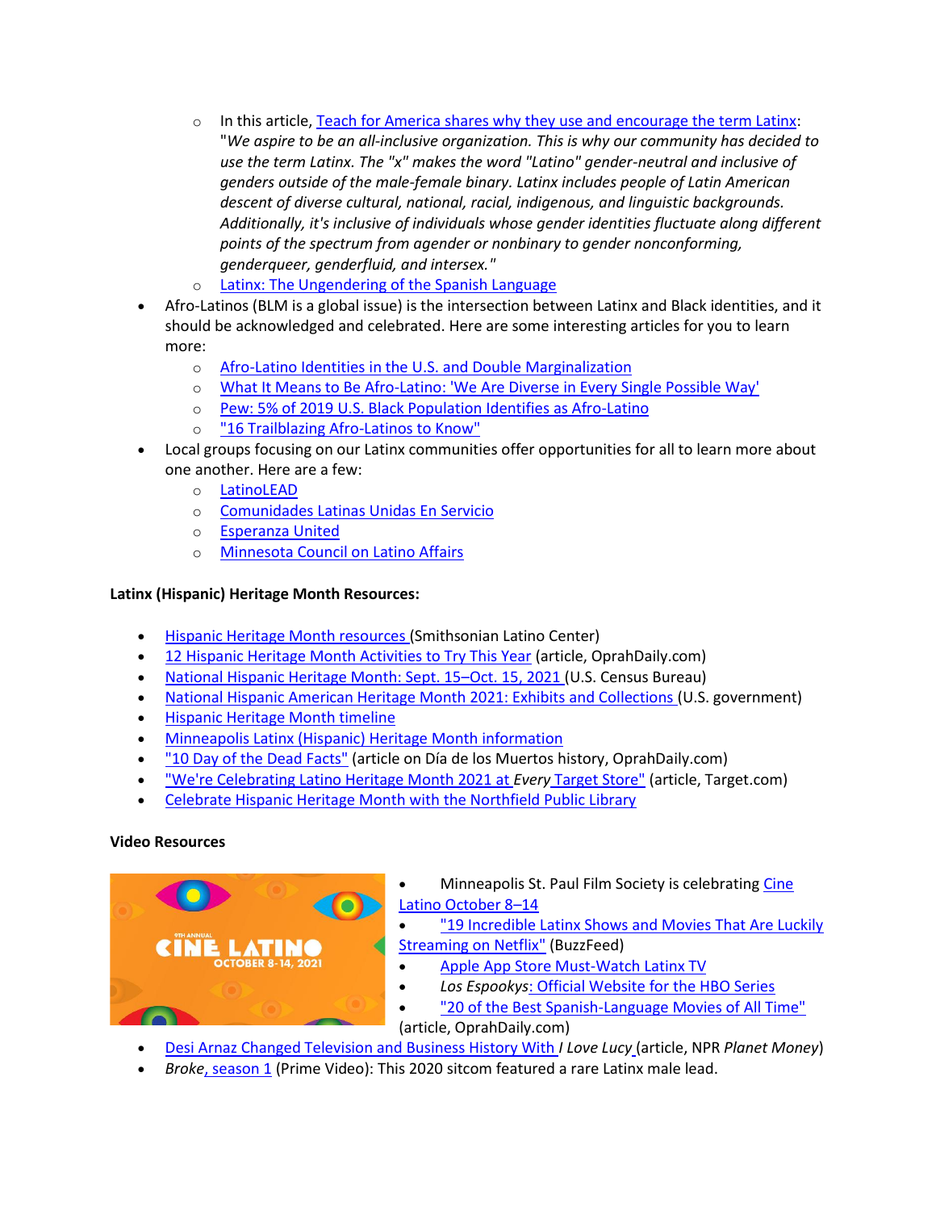- In this article, Teach for America shares why they use and encourage the term Latinx: "*We aspire to be an all-inclusive organization. This is why our community has decided to use the term Latinx. The "x" makes the word "Latino" gender-neutral and inclusive of genders outside of the male-female binary. Latinx includes people of Latin American descent of diverse cultural, national, racial, indigenous, and linguistic backgrounds. Additionally, it's inclusive of individuals whose gender identities fluctuate along different points of the spectrum from agender or nonbinary to gender nonconforming, genderqueer, genderfluid, and intersex.*"
  - Latinx: The Ungendering of the Spanish Language
- Afro-Latinos (BLM is a global issue) is the intersection between Latinx and Black identities, and it should be acknowledged and celebrated. Here are some interesting articles for you to learn more:
  - Afro-Latino Identities in the U.S. and Double Marginalization
  - What It Means to Be Afro-Latino: 'We Are Diverse in Every Single Possible Way'
  - Pew: 5% of 2019 U.S. Black Population Identifies as Afro-Latino
  - "16 Trailblazing Afro-Latinos to Know"
- Local groups focusing on our Latinx communities offer opportunities for all to learn more about one another. Here are a few:
  - LatinoLEAD
  - Comunidades Latinas Unidas En Servicio
  - Esperanza United
  - Minnesota Council on Latino Affairs

**Latinx (Hispanic) Heritage Month Resources:**

- Hispanic Heritage Month resources (Smithsonian Latino Center)
- 12 Hispanic Heritage Month Activities to Try This Year (article, OprahDaily.com)
- National Hispanic Heritage Month: Sept. 15–Oct. 15, 2021 (U.S. Census Bureau)
- National Hispanic American Heritage Month 2021: Exhibits and Collections (U.S. government)
- Hispanic Heritage Month timeline
- Minneapolis Latinx (Hispanic) Heritage Month information
- "10 Day of the Dead Facts" (article on Día de los Muertos history, OprahDaily.com)
- "We're Celebrating Latino Heritage Month 2021 at *Every* Target Store" (article, Target.com)
- Celebrate Hispanic Heritage Month with the Northfield Public Library

**Video Resources**

- Minneapolis St. Paul Film Society is celebrating Cine Latino October 8–14
- "19 Incredible Latinx Shows and Movies That Are Luckily Streaming on Netflix" (BuzzFeed)
- Apple App Store Must-Watch Latinx TV
- *Los Espookys*: Official Website for the HBO Series
- "20 of the Best Spanish-Language Movies of All Time" (article, OprahDaily.com)
- Desi Arnaz Changed Television and Business History With *I Love Lucy* (article, NPR *Planet Money*)
- *Broke*, season 1 (Prime Video): This 2020 sitcom featured a rare Latinx male lead.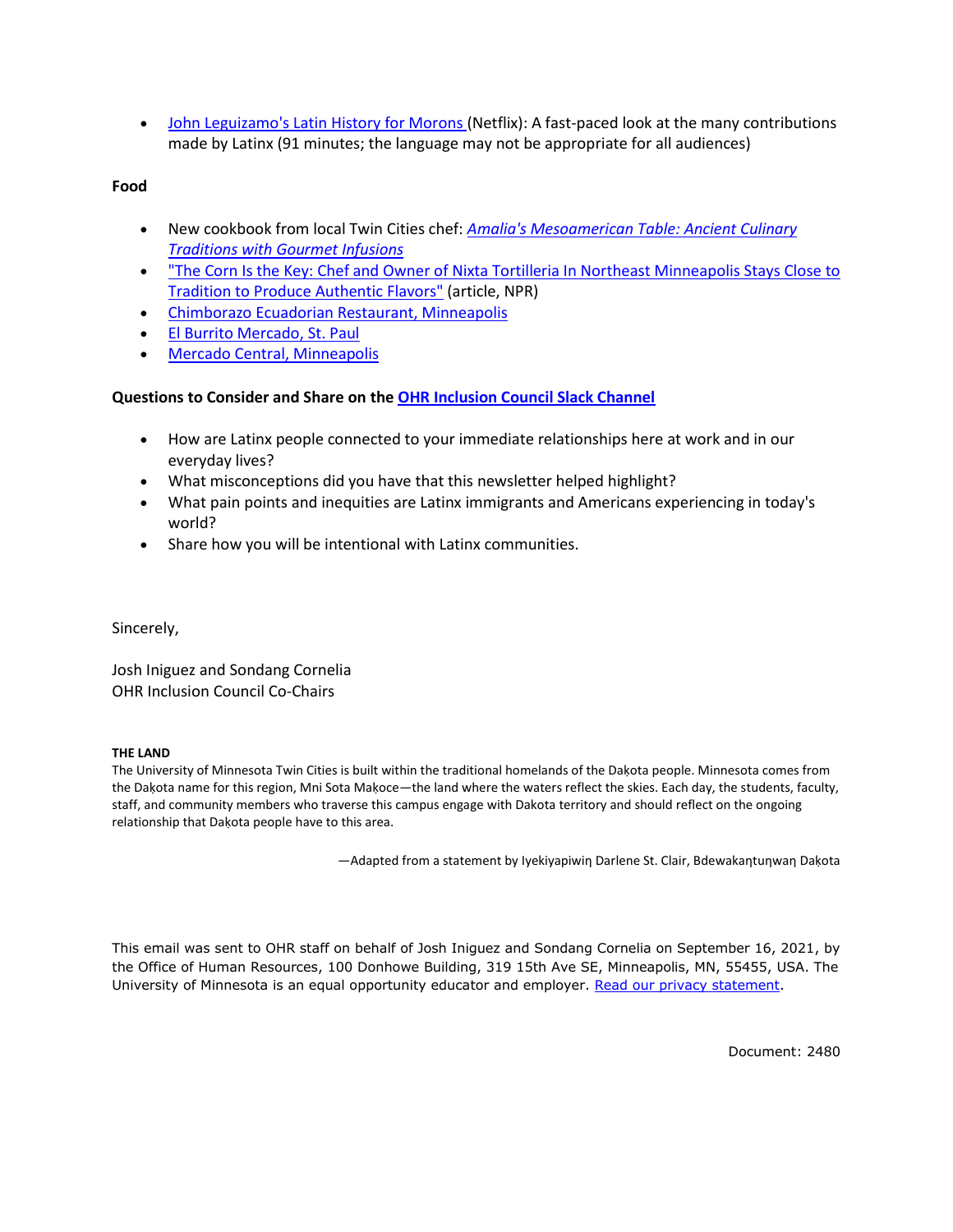- John Leguizamo's Latin History for Morons (Netflix): A fast-paced look at the many contributions made by Latinx (91 minutes; the language may not be appropriate for all audiences)

**Food**

- New cookbook from local Twin Cities chef: *Amalia's Mesoamerican Table: Ancient Culinary Traditions with Gourmet Infusions*
- "The Corn Is the Key: Chef and Owner of Nixta Tortilleria In Northeast Minneapolis Stays Close to Tradition to Produce Authentic Flavors" (article, NPR)
- Chimborazo Ecuadorian Restaurant, Minneapolis
- El Burrito Mercado, St. Paul
- Mercado Central, Minneapolis

**Questions to Consider and Share on the OHR Inclusion Council Slack Channel**

- How are Latinx people connected to your immediate relationships here at work and in our everyday lives?
- What misconceptions did you have that this newsletter helped highlight?
- What pain points and inequities are Latinx immigrants and Americans experiencing in today's world?
- Share how you will be intentional with Latinx communities.

Sincerely,

Josh Iniguez and Sondang Cornelia
OHR Inclusion Council Co-Chairs

**THE LAND**

The University of Minnesota Twin Cities is built within the traditional homelands of the Daḳota people. Minnesota comes from the Daḳota name for this region, Mni Sota Maḳoce—the land where the waters reflect the skies. Each day, the students, faculty, staff, and community members who traverse this campus engage with Dakota territory and should reflect on the ongoing relationship that Daḳota people have to this area.

—Adapted from a statement by Iyekiyapiwiŋ Darlene St. Clair, Bdewakaŋtuŋwaŋ Daḳota

This email was sent to OHR staff on behalf of Josh Iniguez and Sondang Cornelia on September 16, 2021, by the Office of Human Resources, 100 Donhowe Building, 319 15th Ave SE, Minneapolis, MN, 55455, USA. The University of Minnesota is an equal opportunity educator and employer. Read our privacy statement.

Document: 2480